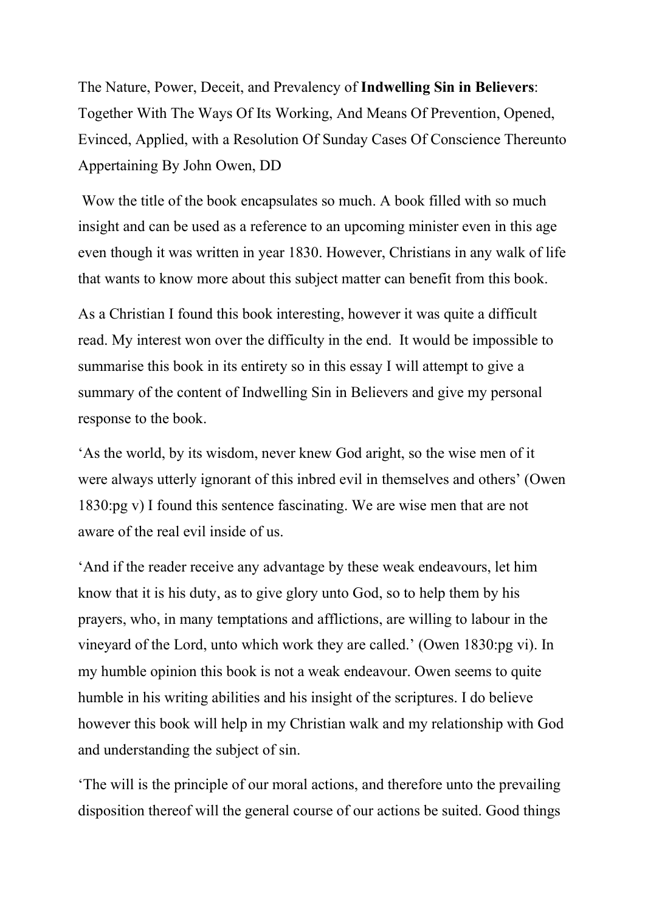The Nature, Power, Deceit, and Prevalency of **Indwelling Sin in Believers**: Together With The Ways Of Its Working, And Means Of Prevention, Opened, Evinced, Applied, with a Resolution Of Sunday Cases Of Conscience Thereunto Appertaining By John Owen, DD

Wow the title of the book encapsulates so much. A book filled with so much insight and can be used as a reference to an upcoming minister even in this age even though it was written in year 1830. However, Christians in any walk of life that wants to know more about this subject matter can benefit from this book.

As a Christian I found this book interesting, however it was quite a difficult read. My interest won over the difficulty in the end. It would be impossible to summarise this book in its entirety so in this essay I will attempt to give a summary of the content of Indwelling Sin in Believers and give my personal response to the book.

'As the world, by its wisdom, never knew God aright, so the wise men of it were always utterly ignorant of this inbred evil in themselves and others' (Owen 1830:pg v) I found this sentence fascinating. We are wise men that are not aware of the real evil inside of us.

'And if the reader receive any advantage by these weak endeavours, let him know that it is his duty, as to give glory unto God, so to help them by his prayers, who, in many temptations and afflictions, are willing to labour in the vineyard of the Lord, unto which work they are called.' (Owen 1830:pg vi). In my humble opinion this book is not a weak endeavour. Owen seems to quite humble in his writing abilities and his insight of the scriptures. I do believe however this book will help in my Christian walk and my relationship with God and understanding the subject of sin.

'The will is the principle of our moral actions, and therefore unto the prevailing disposition thereof will the general course of our actions be suited. Good things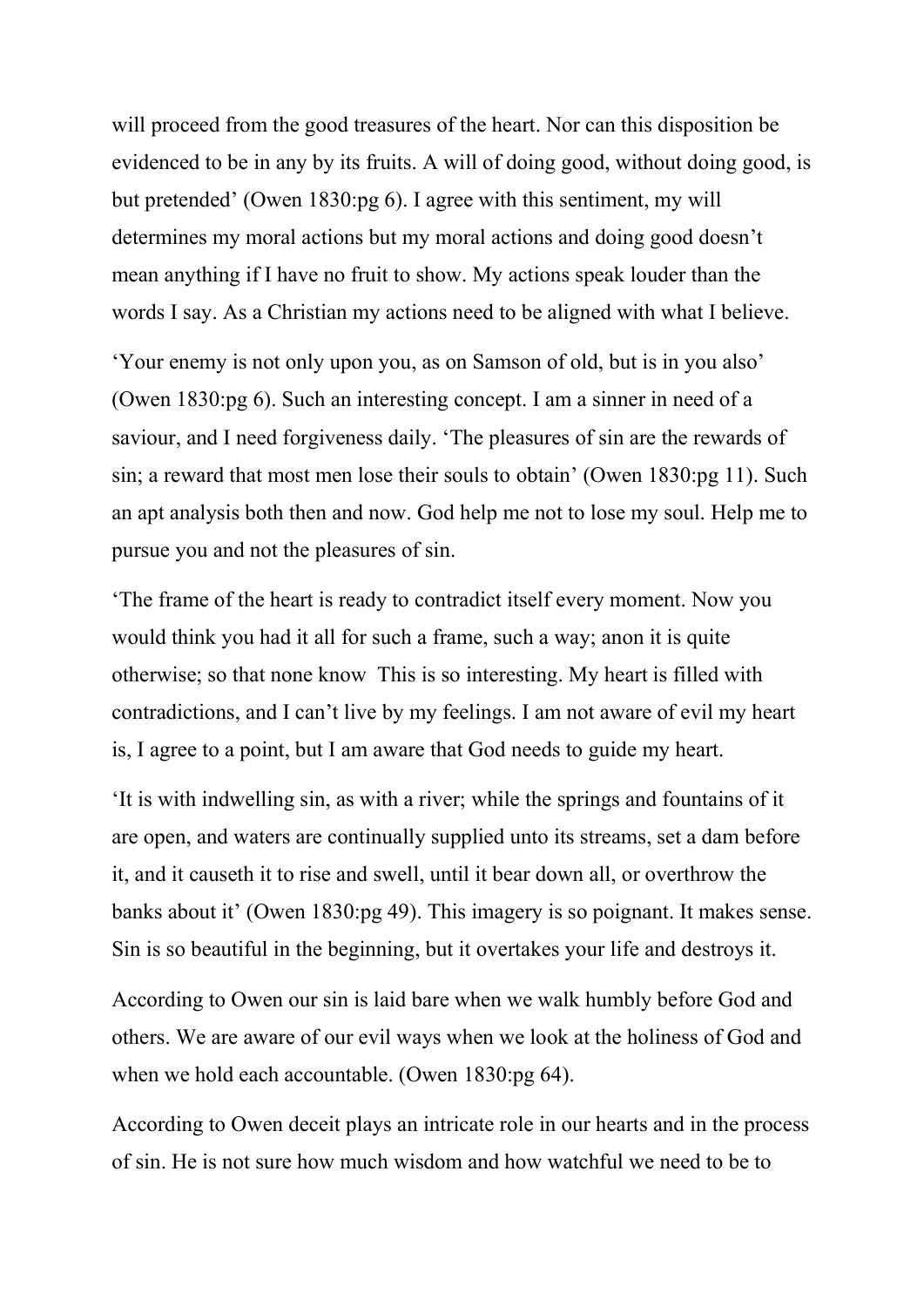will proceed from the good treasures of the heart. Nor can this disposition be evidenced to be in any by its fruits. A will of doing good, without doing good, is but pretended' (Owen 1830:pg 6). I agree with this sentiment, my will determines my moral actions but my moral actions and doing good doesn't mean anything if I have no fruit to show. My actions speak louder than the words I say. As a Christian my actions need to be aligned with what I believe.

'Your enemy is not only upon you, as on Samson of old, but is in you also' (Owen 1830:pg 6). Such an interesting concept. I am a sinner in need of a saviour, and I need forgiveness daily. 'The pleasures of sin are the rewards of sin; a reward that most men lose their souls to obtain' (Owen 1830:pg 11). Such an apt analysis both then and now. God help me not to lose my soul. Help me to pursue you and not the pleasures of sin.

'The frame of the heart is ready to contradict itself every moment. Now you would think you had it all for such a frame, such a way; anon it is quite otherwise; so that none know  This is so interesting. My heart is filled with contradictions, and I can't live by my feelings. I am not aware of evil my heart is, I agree to a point, but I am aware that God needs to guide my heart.

'It is with indwelling sin, as with a river; while the springs and fountains of it are open, and waters are continually supplied unto its streams, set a dam before it, and it causeth it to rise and swell, until it bear down all, or overthrow the banks about it' (Owen 1830:pg 49). This imagery is so poignant. It makes sense. Sin is so beautiful in the beginning, but it overtakes your life and destroys it.

According to Owen our sin is laid bare when we walk humbly before God and others. We are aware of our evil ways when we look at the holiness of God and when we hold each accountable. (Owen 1830:pg 64).

According to Owen deceit plays an intricate role in our hearts and in the process of sin. He is not sure how much wisdom and how watchful we need to be to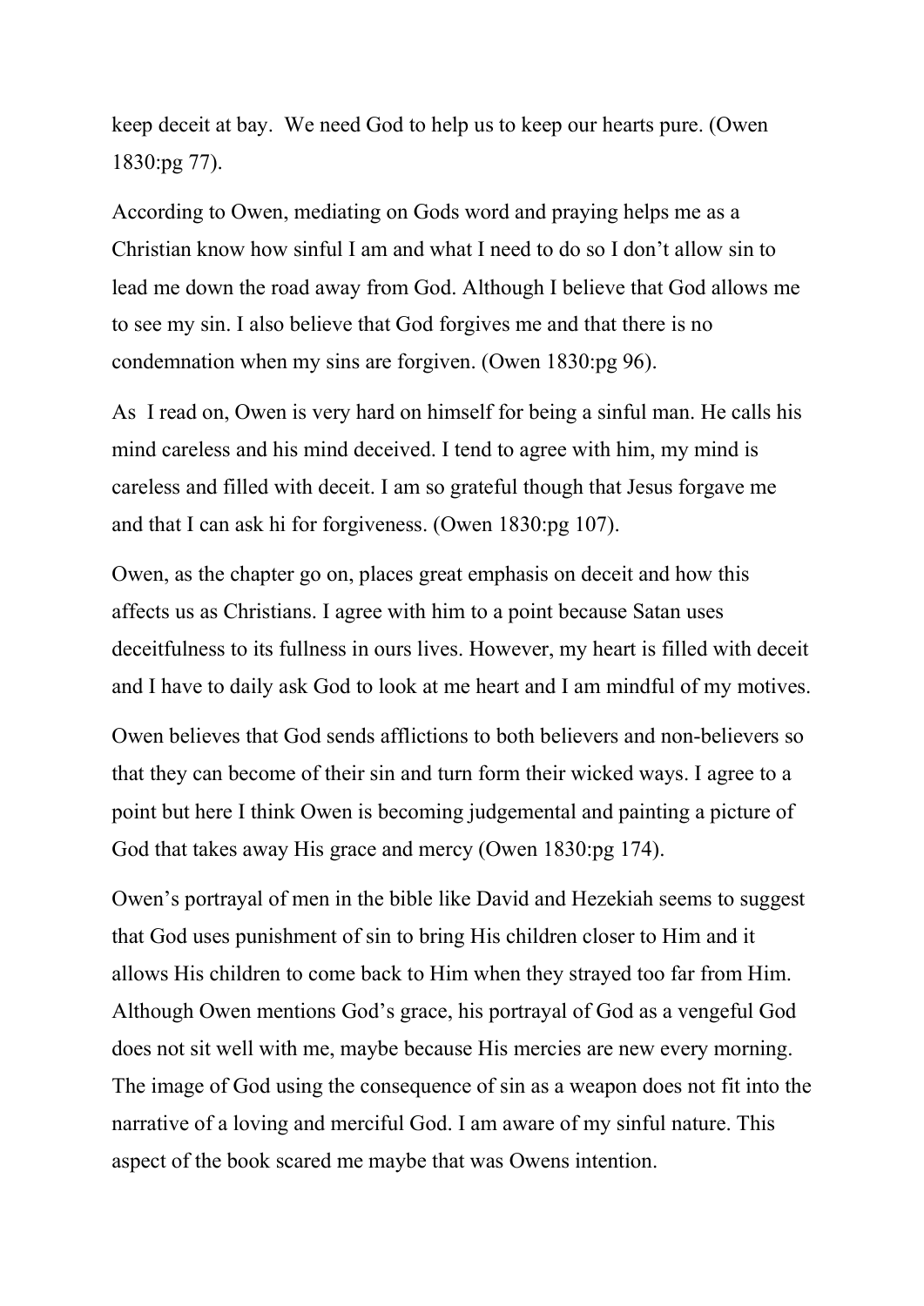keep deceit at bay.  We need God to help us to keep our hearts pure. (Owen 1830:pg 77).

According to Owen, mediating on Gods word and praying helps me as a Christian know how sinful I am and what I need to do so I don't allow sin to lead me down the road away from God. Although I believe that God allows me to see my sin. I also believe that God forgives me and that there is no condemnation when my sins are forgiven. (Owen 1830:pg 96).

As  I read on, Owen is very hard on himself for being a sinful man. He calls his mind careless and his mind deceived. I tend to agree with him, my mind is careless and filled with deceit. I am so grateful though that Jesus forgave me and that I can ask hi for forgiveness. (Owen 1830:pg 107).

Owen, as the chapter go on, places great emphasis on deceit and how this affects us as Christians. I agree with him to a point because Satan uses deceitfulness to its fullness in ours lives. However, my heart is filled with deceit and I have to daily ask God to look at me heart and I am mindful of my motives.

Owen believes that God sends afflictions to both believers and non-believers so that they can become of their sin and turn form their wicked ways. I agree to a point but here I think Owen is becoming judgemental and painting a picture of God that takes away His grace and mercy (Owen 1830:pg 174).

Owen's portrayal of men in the bible like David and Hezekiah seems to suggest that God uses punishment of sin to bring His children closer to Him and it allows His children to come back to Him when they strayed too far from Him. Although Owen mentions God's grace, his portrayal of God as a vengeful God does not sit well with me, maybe because His mercies are new every morning. The image of God using the consequence of sin as a weapon does not fit into the narrative of a loving and merciful God. I am aware of my sinful nature. This aspect of the book scared me maybe that was Owens intention.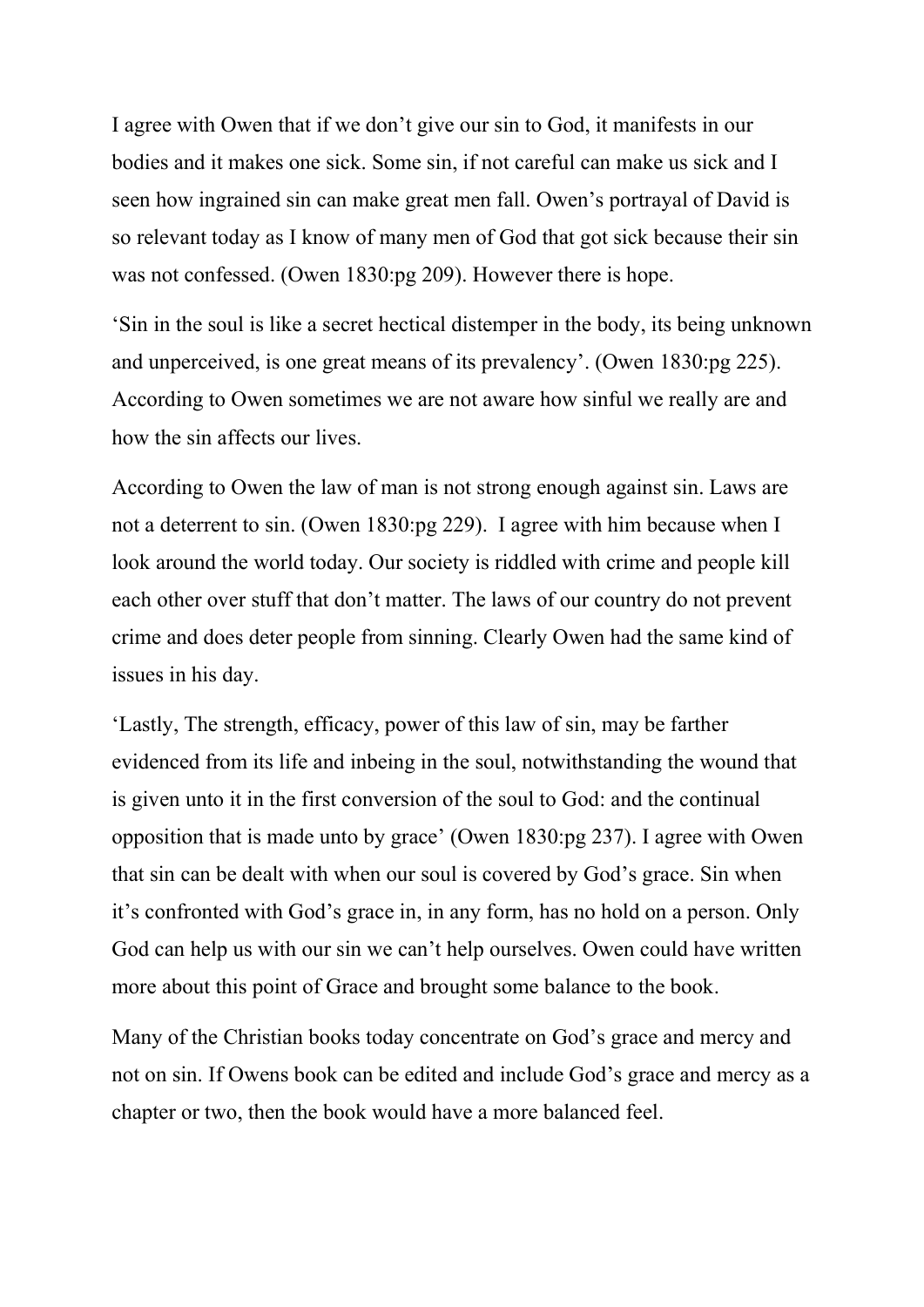I agree with Owen that if we don't give our sin to God, it manifests in our bodies and it makes one sick. Some sin, if not careful can make us sick and I seen how ingrained sin can make great men fall. Owen's portrayal of David is so relevant today as I know of many men of God that got sick because their sin was not confessed. (Owen 1830:pg 209). However there is hope.

'Sin in the soul is like a secret hectical distemper in the body, its being unknown and unperceived, is one great means of its prevalency'. (Owen 1830:pg 225). According to Owen sometimes we are not aware how sinful we really are and how the sin affects our lives.

According to Owen the law of man is not strong enough against sin. Laws are not a deterrent to sin. (Owen 1830:pg 229). I agree with him because when I look around the world today. Our society is riddled with crime and people kill each other over stuff that don't matter. The laws of our country do not prevent crime and does deter people from sinning. Clearly Owen had the same kind of issues in his day.

'Lastly, The strength, efficacy, power of this law of sin, may be farther evidenced from its life and inbeing in the soul, notwithstanding the wound that is given unto it in the first conversion of the soul to God: and the continual opposition that is made unto by grace' (Owen 1830:pg 237). I agree with Owen that sin can be dealt with when our soul is covered by God's grace. Sin when it's confronted with God's grace in, in any form, has no hold on a person. Only God can help us with our sin we can't help ourselves. Owen could have written more about this point of Grace and brought some balance to the book.

Many of the Christian books today concentrate on God's grace and mercy and not on sin. If Owens book can be edited and include God's grace and mercy as a chapter or two, then the book would have a more balanced feel.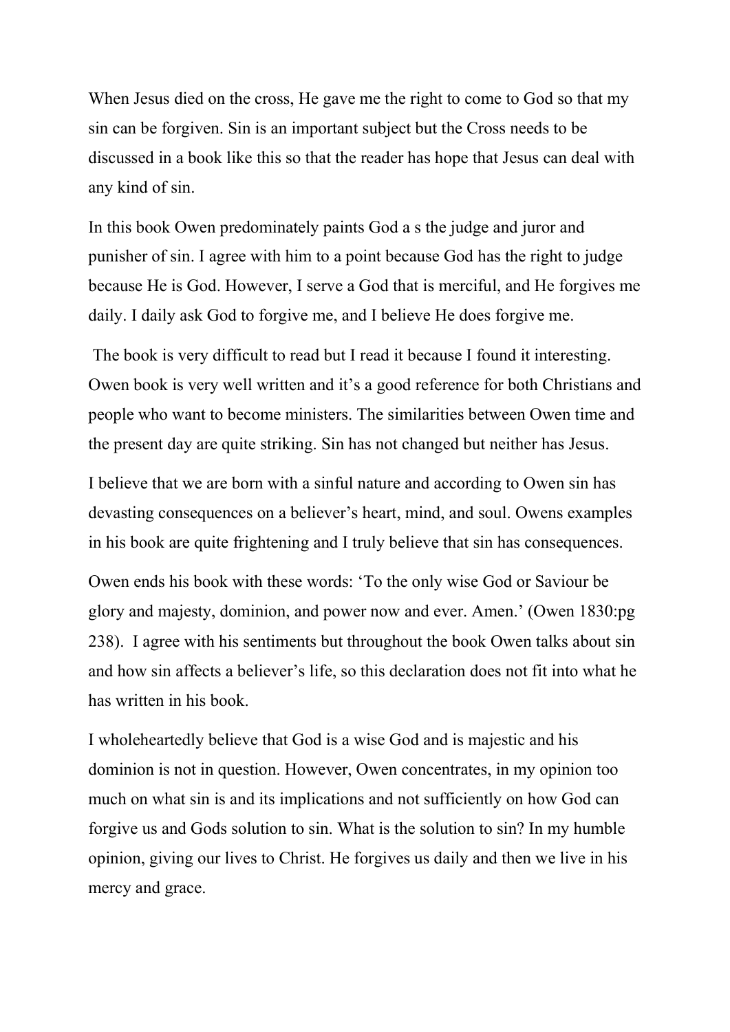When Jesus died on the cross, He gave me the right to come to God so that my sin can be forgiven. Sin is an important subject but the Cross needs to be discussed in a book like this so that the reader has hope that Jesus can deal with any kind of sin.

In this book Owen predominately paints God a s the judge and juror and punisher of sin. I agree with him to a point because God has the right to judge because He is God. However, I serve a God that is merciful, and He forgives me daily. I daily ask God to forgive me, and I believe He does forgive me.

The book is very difficult to read but I read it because I found it interesting. Owen book is very well written and it's a good reference for both Christians and people who want to become ministers. The similarities between Owen time and the present day are quite striking. Sin has not changed but neither has Jesus.

I believe that we are born with a sinful nature and according to Owen sin has devasting consequences on a believer's heart, mind, and soul. Owens examples in his book are quite frightening and I truly believe that sin has consequences.

Owen ends his book with these words: 'To the only wise God or Saviour be glory and majesty, dominion, and power now and ever. Amen.' (Owen 1830:pg 238). I agree with his sentiments but throughout the book Owen talks about sin and how sin affects a believer's life, so this declaration does not fit into what he has written in his book.

I wholeheartedly believe that God is a wise God and is majestic and his dominion is not in question. However, Owen concentrates, in my opinion too much on what sin is and its implications and not sufficiently on how God can forgive us and Gods solution to sin. What is the solution to sin? In my humble opinion, giving our lives to Christ. He forgives us daily and then we live in his mercy and grace.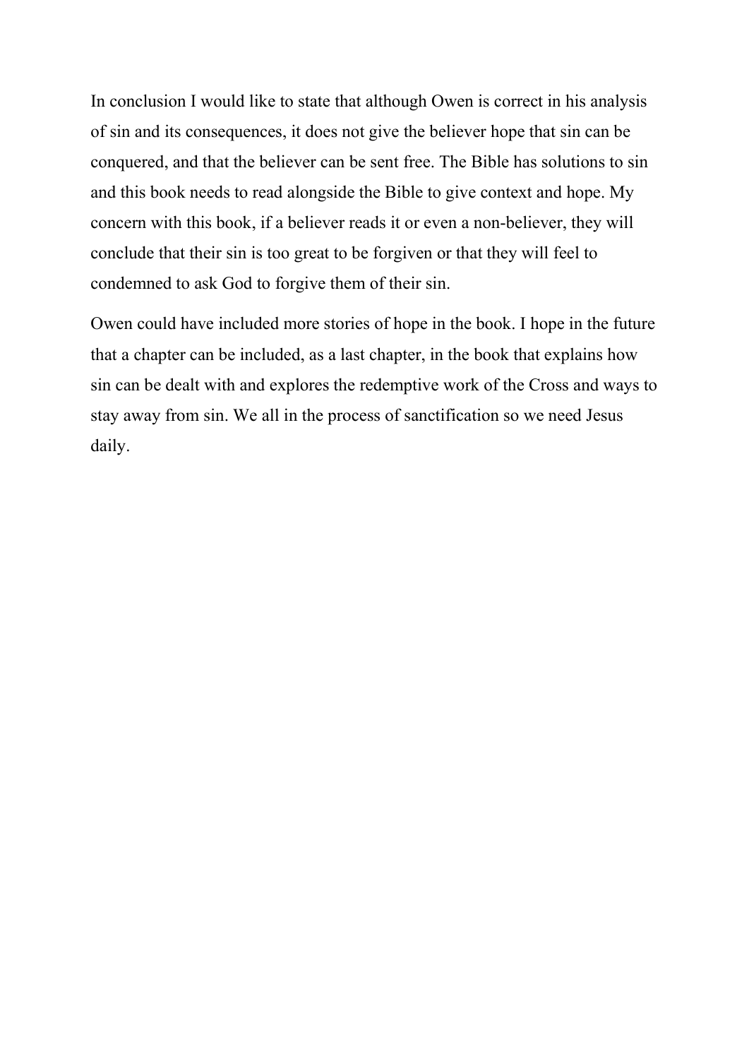In conclusion I would like to state that although Owen is correct in his analysis of sin and its consequences, it does not give the believer hope that sin can be conquered, and that the believer can be sent free. The Bible has solutions to sin and this book needs to read alongside the Bible to give context and hope. My concern with this book, if a believer reads it or even a non-believer, they will conclude that their sin is too great to be forgiven or that they will feel to condemned to ask God to forgive them of their sin.

Owen could have included more stories of hope in the book. I hope in the future that a chapter can be included, as a last chapter, in the book that explains how sin can be dealt with and explores the redemptive work of the Cross and ways to stay away from sin. We all in the process of sanctification so we need Jesus daily.